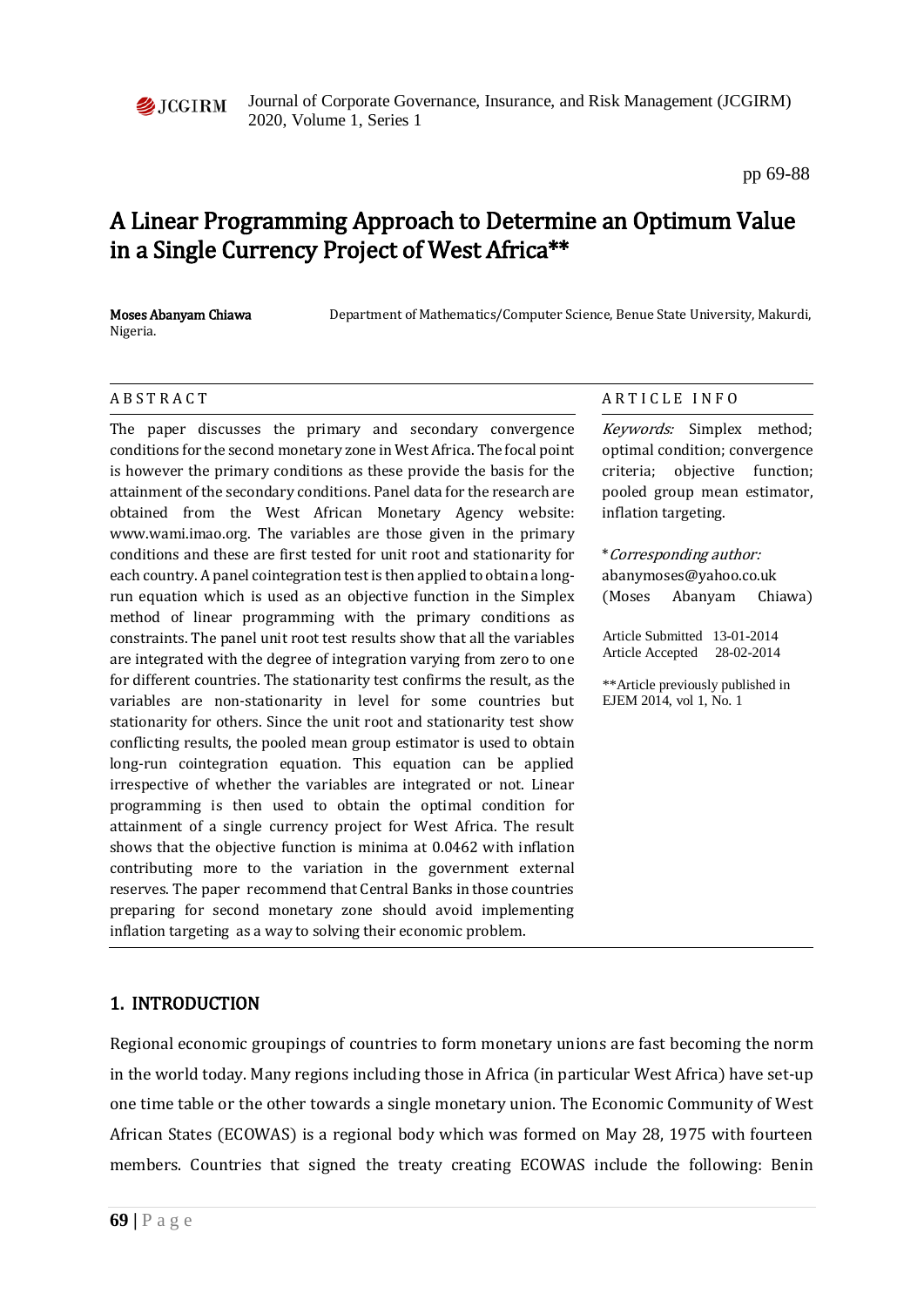# A Linear Programming Approach to Determine an Optimum Value in a Single Currency Project of West Africa**

**Moses Abanyam Chiawa** Department of Mathematics/Computer Science, Benue State University, Makurdi, Nigeria.

## ABSTRACT

The paper discusses the primary and secondary convergence conditions for the second monetary zone in West Africa. The focal point is however the primary conditions as these provide the basis for the attainment of the secondary conditions. Panel data for the research are obtained from the West African Monetary Agency website: www.wami.imao.org. The variables are those given in the primary conditions and these are first tested for unit root and stationarity for each country. A panel cointegration test is then applied to obtain a long-run equation which is used as an objective function in the Simplex method of linear programming with the primary conditions as constraints. The panel unit root test results show that all the variables are integrated with the degree of integration varying from zero to one for different countries. The stationarity test confirms the result, as the variables are non-stationarity in level for some countries but stationarity for others. Since the unit root and stationarity test show conflicting results, the pooled mean group estimator is used to obtain long-run cointegration equation. This equation can be applied irrespective of whether the variables are integrated or not. Linear programming is then used to obtain the optimal condition for attainment of a single currency project for West Africa. The result shows that the objective function is minima at 0.0462 with inflation contributing more to the variation in the government external reserves. The paper recommend that Central Banks in those countries preparing for second monetary zone should avoid implementing inflation targeting as a way to solving their economic problem.

## ARTICLE INFO

*Keywords:* Simplex method; optimal condition; convergence criteria; objective function; pooled group mean estimator, inflation targeting.

\**Corresponding author:* abanymoses@yahoo.co.uk (Moses Abanyam Chiawa)

Article Submitted 13-01-2014
Article Accepted 28-02-2014

**Article previously published in EJEM 2014, vol 1, No. 1

## 1. INTRODUCTION

Regional economic groupings of countries to form monetary unions are fast becoming the norm in the world today. Many regions including those in Africa (in particular West Africa) have set-up one time table or the other towards a single monetary union. The Economic Community of West African States (ECOWAS) is a regional body which was formed on May 28, 1975 with fourteen members. Countries that signed the treaty creating ECOWAS include the following: Benin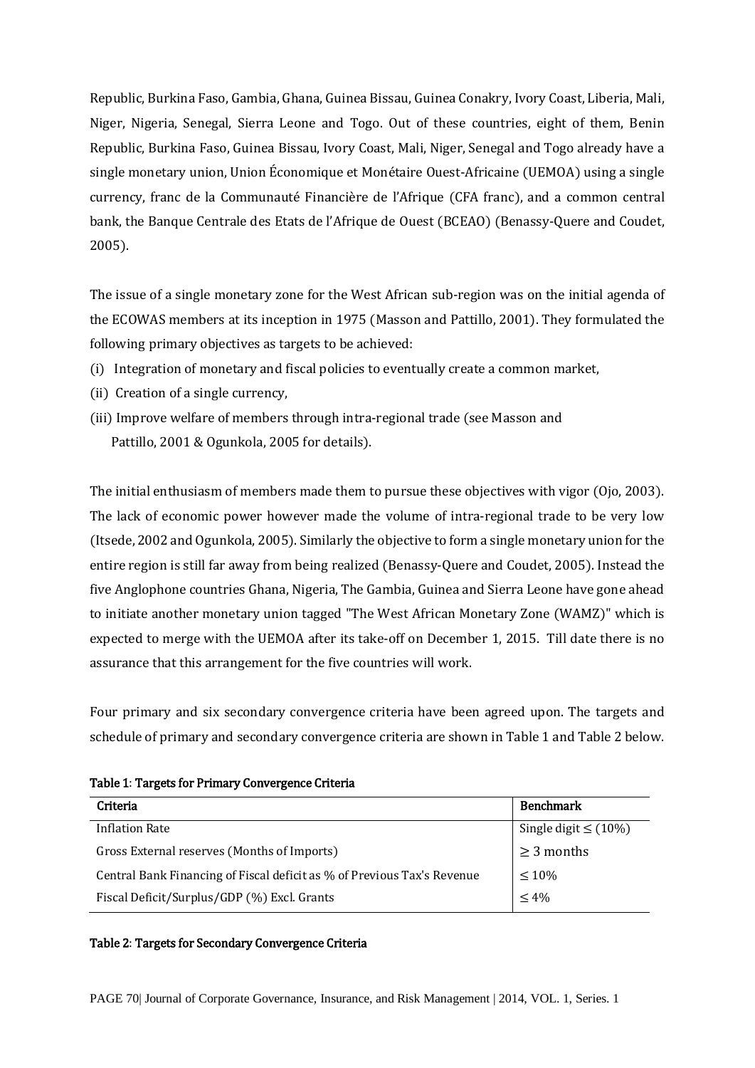Republic, Burkina Faso, Gambia, Ghana, Guinea Bissau, Guinea Conakry, Ivory Coast, Liberia, Mali, Niger, Nigeria, Senegal, Sierra Leone and Togo. Out of these countries, eight of them, Benin Republic, Burkina Faso, Guinea Bissau, Ivory Coast, Mali, Niger, Senegal and Togo already have a single monetary union, Union Économique et Monétaire Ouest-Africaine (UEMOA) using a single currency, franc de la Communauté Financière de l'Afrique (CFA franc), and a common central bank, the Banque Centrale des Etats de l'Afrique de Ouest (BCEAO) (Benassy-Quere and Coudet, 2005).

The issue of a single monetary zone for the West African sub-region was on the initial agenda of the ECOWAS members at its inception in 1975 (Masson and Pattillo, 2001). They formulated the following primary objectives as targets to be achieved:

(i) Integration of monetary and fiscal policies to eventually create a common market,

(ii) Creation of a single currency,

(iii) Improve welfare of members through intra-regional trade (see Masson and Pattillo, 2001 & Ogunkola, 2005 for details).

The initial enthusiasm of members made them to pursue these objectives with vigor (Ojo, 2003). The lack of economic power however made the volume of intra-regional trade to be very low (Itsede, 2002 and Ogunkola, 2005). Similarly the objective to form a single monetary union for the entire region is still far away from being realized (Benassy-Quere and Coudet, 2005). Instead the five Anglophone countries Ghana, Nigeria, The Gambia, Guinea and Sierra Leone have gone ahead to initiate another monetary union tagged "The West African Monetary Zone (WAMZ)" which is expected to merge with the UEMOA after its take-off on December 1, 2015. Till date there is no assurance that this arrangement for the five countries will work.

Four primary and six secondary convergence criteria have been agreed upon. The targets and schedule of primary and secondary convergence criteria are shown in Table 1 and Table 2 below.

**Table 1: Targets for Primary Convergence Criteria**

| Criteria | Benchmark |
|---|---|
| Inflation Rate | Single digit ≤ (10%) |
| Gross External reserves (Months of Imports) | ≥ 3 months |
| Central Bank Financing of Fiscal deficit as % of Previous Tax's Revenue | ≤ 10% |
| Fiscal Deficit/Surplus/GDP (%) Excl. Grants | ≤ 4% |

**Table 2: Targets for Secondary Convergence Criteria**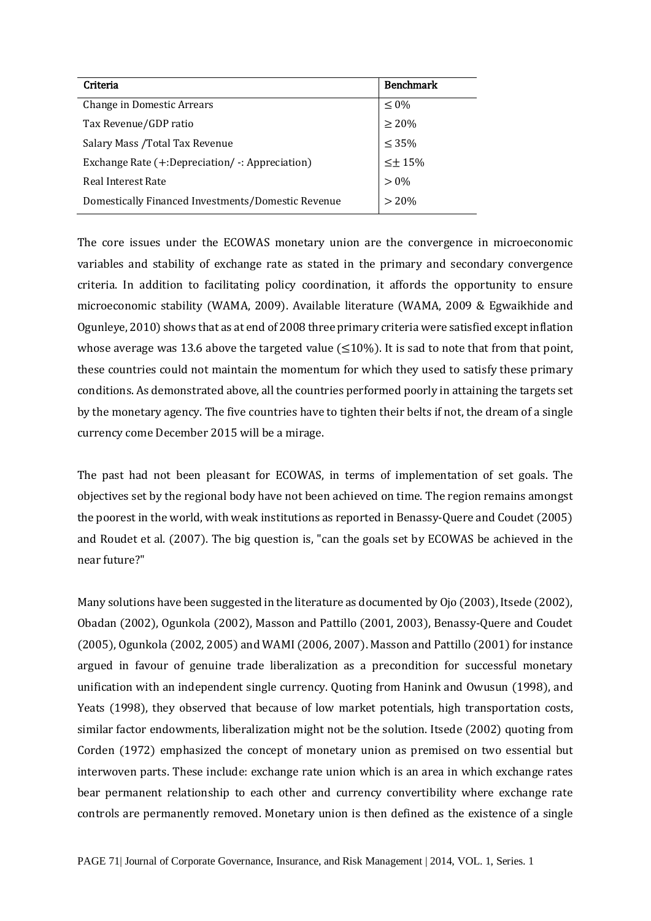| Criteria | Benchmark |
|---|---|
| Change in Domestic Arrears | $\leq 0\%$ |
| Tax Revenue/GDP ratio | $\geq 20\%$ |
| Salary Mass /Total Tax Revenue | $\leq 35\%$ |
| Exchange Rate (+:Depreciation/ -: Appreciation) | $\leq \pm 15\%$ |
| Real Interest Rate | $> 0\%$ |
| Domestically Financed Investments/Domestic Revenue | $> 20\%$ |

The core issues under the ECOWAS monetary union are the convergence in microeconomic variables and stability of exchange rate as stated in the primary and secondary convergence criteria. In addition to facilitating policy coordination, it affords the opportunity to ensure microeconomic stability (WAMA, 2009). Available literature (WAMA, 2009 & Egwaikhide and Ogunleye, 2010) shows that as at end of 2008 three primary criteria were satisfied except inflation whose average was 13.6 above the targeted value ($\leq 10\%$). It is sad to note that from that point, these countries could not maintain the momentum for which they used to satisfy these primary conditions. As demonstrated above, all the countries performed poorly in attaining the targets set by the monetary agency. The five countries have to tighten their belts if not, the dream of a single currency come December 2015 will be a mirage.

The past had not been pleasant for ECOWAS, in terms of implementation of set goals. The objectives set by the regional body have not been achieved on time. The region remains amongst the poorest in the world, with weak institutions as reported in Benassy-Quere and Coudet (2005) and Roudet et al. (2007). The big question is, "can the goals set by ECOWAS be achieved in the near future?"

Many solutions have been suggested in the literature as documented by Ojo (2003), Itsede (2002), Obadan (2002), Ogunkola (2002), Masson and Pattillo (2001, 2003), Benassy-Quere and Coudet (2005), Ogunkola (2002, 2005) and WAMI (2006, 2007). Masson and Pattillo (2001) for instance argued in favour of genuine trade liberalization as a precondition for successful monetary unification with an independent single currency. Quoting from Hanink and Owusun (1998), and Yeats (1998), they observed that because of low market potentials, high transportation costs, similar factor endowments, liberalization might not be the solution. Itsede (2002) quoting from Corden (1972) emphasized the concept of monetary union as premised on two essential but interwoven parts. These include: exchange rate union which is an area in which exchange rates bear permanent relationship to each other and currency convertibility where exchange rate controls are permanently removed. Monetary union is then defined as the existence of a single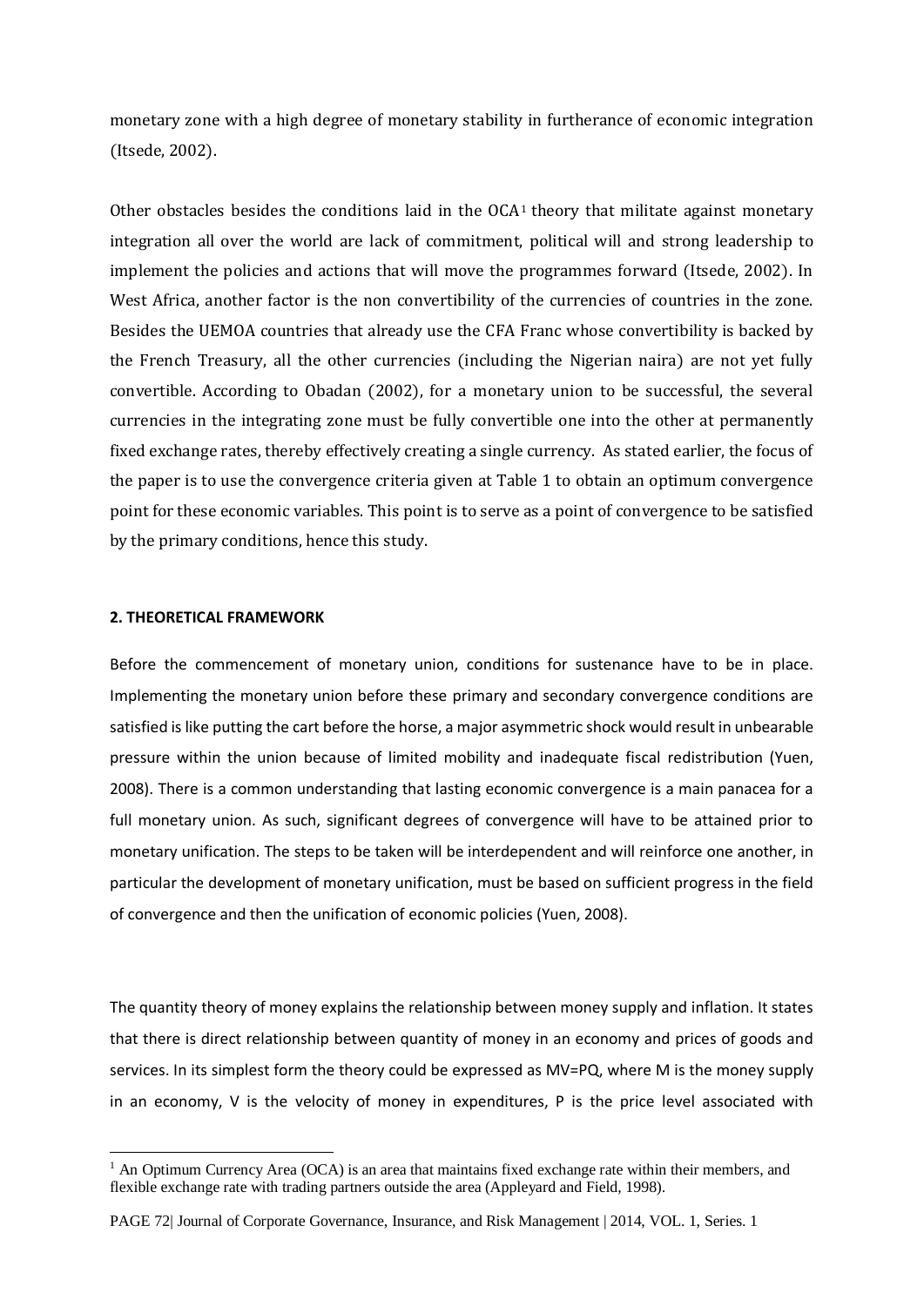monetary zone with a high degree of monetary stability in furtherance of economic integration (Itsede, 2002).

Other obstacles besides the conditions laid in the OCA[1] theory that militate against monetary integration all over the world are lack of commitment, political will and strong leadership to implement the policies and actions that will move the programmes forward (Itsede, 2002). In West Africa, another factor is the non convertibility of the currencies of countries in the zone. Besides the UEMOA countries that already use the CFA Franc whose convertibility is backed by the French Treasury, all the other currencies (including the Nigerian naira) are not yet fully convertible. According to Obadan (2002), for a monetary union to be successful, the several currencies in the integrating zone must be fully convertible one into the other at permanently fixed exchange rates, thereby effectively creating a single currency. As stated earlier, the focus of the paper is to use the convergence criteria given at Table 1 to obtain an optimum convergence point for these economic variables. This point is to serve as a point of convergence to be satisfied by the primary conditions, hence this study.

## 2. THEORETICAL FRAMEWORK

Before the commencement of monetary union, conditions for sustenance have to be in place. Implementing the monetary union before these primary and secondary convergence conditions are satisfied is like putting the cart before the horse, a major asymmetric shock would result in unbearable pressure within the union because of limited mobility and inadequate fiscal redistribution (Yuen, 2008). There is a common understanding that lasting economic convergence is a main panacea for a full monetary union. As such, significant degrees of convergence will have to be attained prior to monetary unification. The steps to be taken will be interdependent and will reinforce one another, in particular the development of monetary unification, must be based on sufficient progress in the field of convergence and then the unification of economic policies (Yuen, 2008).

The quantity theory of money explains the relationship between money supply and inflation. It states that there is direct relationship between quantity of money in an economy and prices of goods and services. In its simplest form the theory could be expressed as $MV=PQ$, where M is the money supply in an economy, V is the velocity of money in expenditures, P is the price level associated with

[1] An Optimum Currency Area (OCA) is an area that maintains fixed exchange rate within their members, and flexible exchange rate with trading partners outside the area (Appleyard and Field, 1998).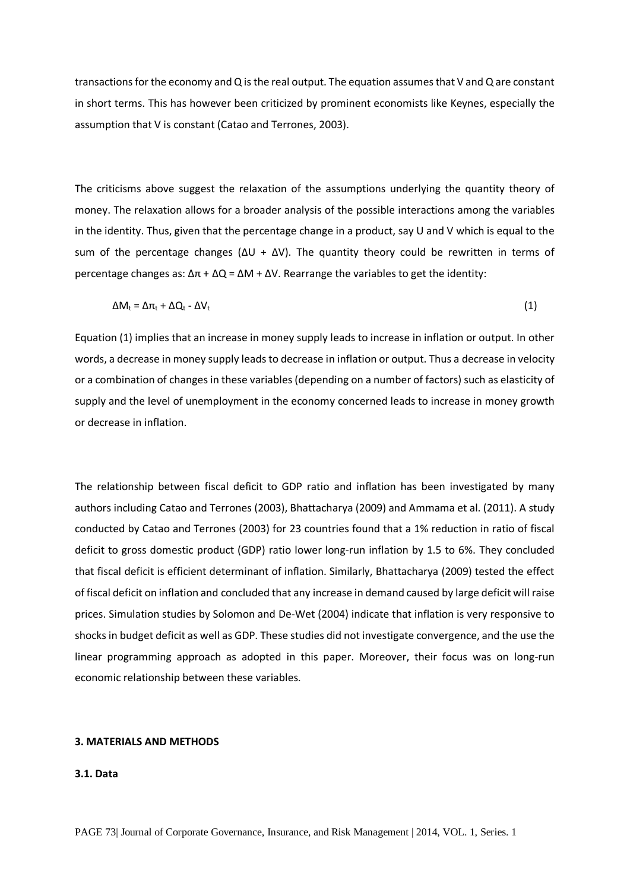transactions for the economy and Q is the real output. The equation assumes that V and Q are constant in short terms. This has however been criticized by prominent economists like Keynes, especially the assumption that V is constant (Catao and Terrones, 2003).

The criticisms above suggest the relaxation of the assumptions underlying the quantity theory of money. The relaxation allows for a broader analysis of the possible interactions among the variables in the identity. Thus, given that the percentage change in a product, say U and V which is equal to the sum of the percentage changes ($\Delta U + \Delta V$). The quantity theory could be rewritten in terms of percentage changes as: $\Delta\pi + \Delta Q = \Delta M + \Delta V$. Rearrange the variables to get the identity:

$$\Delta M_t = \Delta\pi_t + \Delta Q_t - \Delta V_t \tag{1}$$

Equation (1) implies that an increase in money supply leads to increase in inflation or output. In other words, a decrease in money supply leads to decrease in inflation or output. Thus a decrease in velocity or a combination of changes in these variables (depending on a number of factors) such as elasticity of supply and the level of unemployment in the economy concerned leads to increase in money growth or decrease in inflation.

The relationship between fiscal deficit to GDP ratio and inflation has been investigated by many authors including Catao and Terrones (2003), Bhattacharya (2009) and Ammama et al. (2011). A study conducted by Catao and Terrones (2003) for 23 countries found that a 1% reduction in ratio of fiscal deficit to gross domestic product (GDP) ratio lower long-run inflation by 1.5 to 6%. They concluded that fiscal deficit is efficient determinant of inflation. Similarly, Bhattacharya (2009) tested the effect of fiscal deficit on inflation and concluded that any increase in demand caused by large deficit will raise prices. Simulation studies by Solomon and De-Wet (2004) indicate that inflation is very responsive to shocks in budget deficit as well as GDP. These studies did not investigate convergence, and the use the linear programming approach as adopted in this paper. Moreover, their focus was on long-run economic relationship between these variables.

## 3. MATERIALS AND METHODS

### 3.1. Data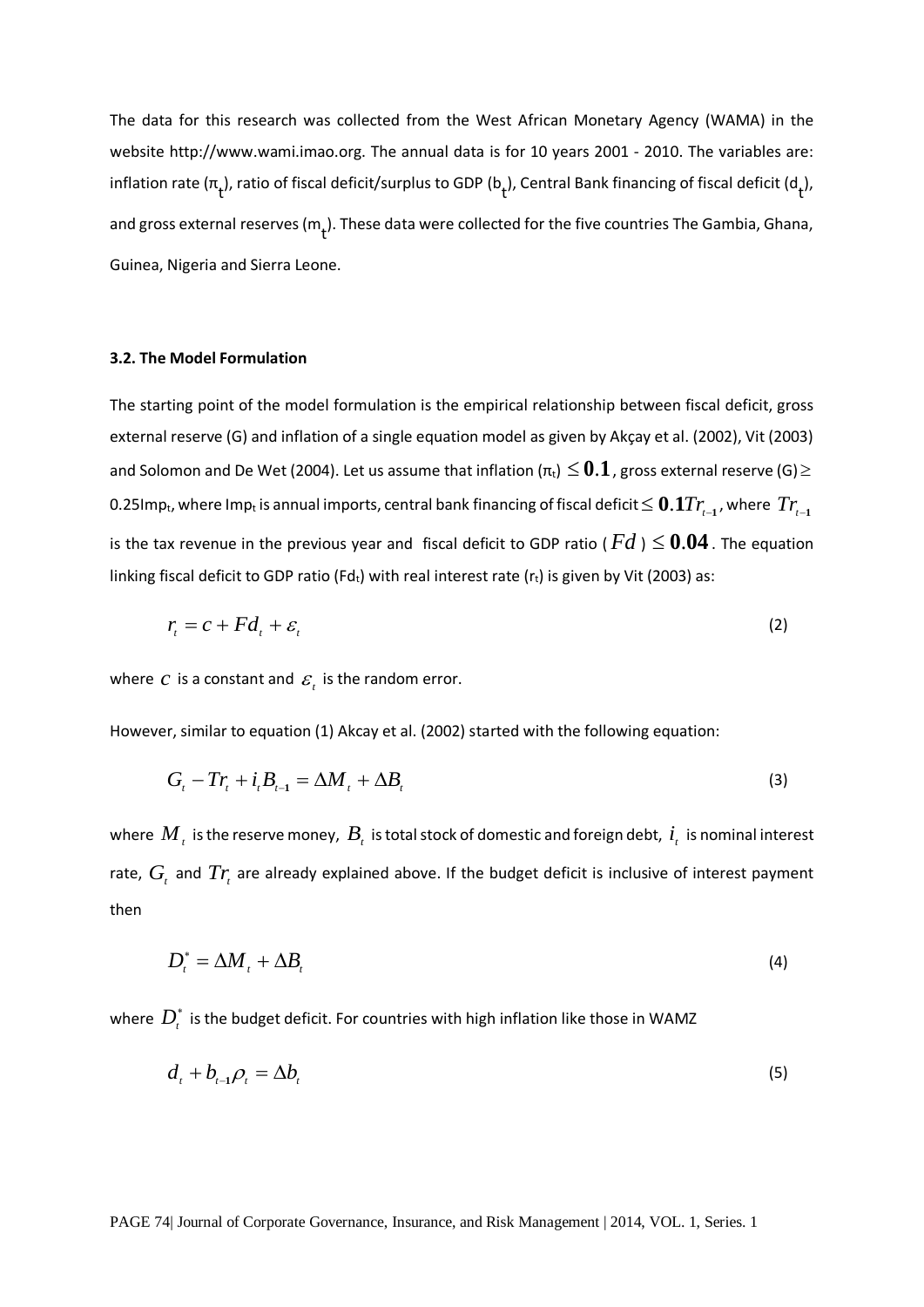The data for this research was collected from the West African Monetary Agency (WAMA) in the website http://www.wami.imao.org. The annual data is for 10 years 2001 - 2010. The variables are: inflation rate ($\pi_t$), ratio of fiscal deficit/surplus to GDP ($b_t$), Central Bank financing of fiscal deficit ($d_t$), and gross external reserves ($m_t$). These data were collected for the five countries The Gambia, Ghana, Guinea, Nigeria and Sierra Leone.

### 3.2. The Model Formulation

The starting point of the model formulation is the empirical relationship between fiscal deficit, gross external reserve (G) and inflation of a single equation model as given by Akçay et al. (2002), Vit (2003) and Solomon and De Wet (2004). Let us assume that inflation ($\pi_t$) $\leq \mathbf{0.1}$, gross external reserve (G) $\geq$ 0.25Imp$_t$, where Imp$_t$ is annual imports, central bank financing of fiscal deficit $\leq \mathbf{0.1}Tr_{t-\mathbf{1}}$, where $Tr_{t-\mathbf{1}}$ is the tax revenue in the previous year and fiscal deficit to GDP ratio ($Fd$) $\leq \mathbf{0.04}$. The equation linking fiscal deficit to GDP ratio ($Fd_t$) with real interest rate ($r_t$) is given by Vit (2003) as:

$$r_t = c + Fd_t + \varepsilon_t \tag{2}$$

where $c$ is a constant and $\varepsilon_t$ is the random error.

However, similar to equation (1) Akcay et al. (2002) started with the following equation:

$$G_t - Tr_t + i_t B_{t-\mathbf{1}} = \Delta M_t + \Delta B_t \tag{3}$$

where $M_t$ is the reserve money, $B_t$ is total stock of domestic and foreign debt, $i_t$ is nominal interest rate, $G_t$ and $Tr_t$ are already explained above. If the budget deficit is inclusive of interest payment then

$$D_t^* = \Delta M_t + \Delta B_t \tag{4}$$

where $D_t^*$ is the budget deficit. For countries with high inflation like those in WAMZ

$$d_t + b_{t-\mathbf{1}}\rho_t = \Delta b_t \tag{5}$$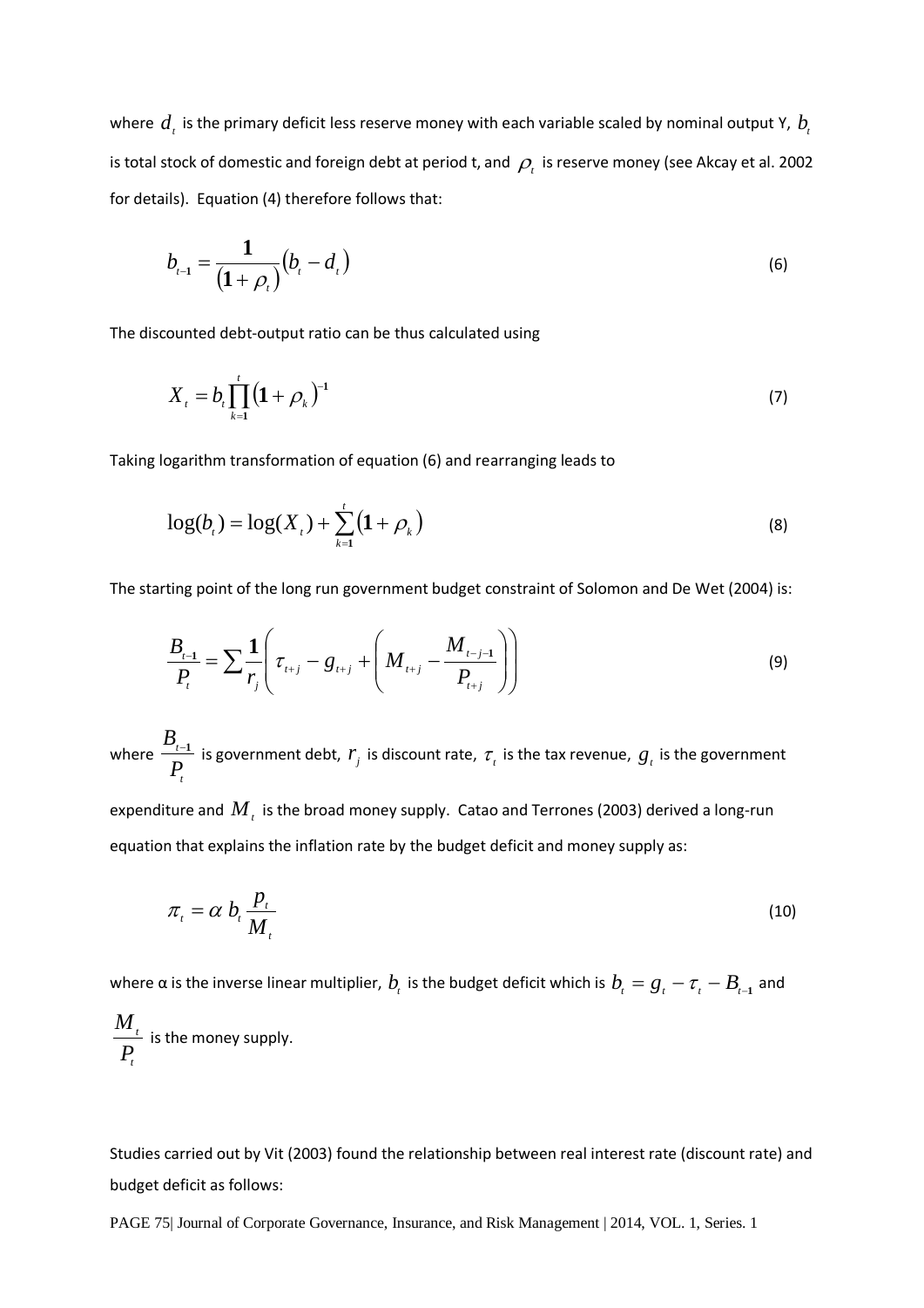where $d_t$ is the primary deficit less reserve money with each variable scaled by nominal output Y, $b_t$ is total stock of domestic and foreign debt at period t, and $\rho_t$ is reserve money (see Akcay et al. 2002 for details). Equation (4) therefore follows that:

$$b_{t-1} = \frac{1}{(1+\rho_t)}(b_t - d_t) \tag{6}$$

The discounted debt-output ratio can be thus calculated using

$$X_t = b_t \prod_{k=1}^{t} (1+\rho_k)^{-1} \tag{7}$$

Taking logarithm transformation of equation (6) and rearranging leads to

$$\log(b_t) = \log(X_t) + \sum_{k=1}^{t} (1+\rho_k) \tag{8}$$

The starting point of the long run government budget constraint of Solomon and De Wet (2004) is:

$$\frac{B_{t-1}}{P_t} = \sum \frac{1}{r_j}\left(\tau_{t+j} - g_{t+j} + \left(M_{t+j} - \frac{M_{t-j-1}}{P_{t+j}}\right)\right) \tag{9}$$

where $\frac{B_{t-1}}{P_t}$ is government debt, $r_j$ is discount rate, $\tau_t$ is the tax revenue, $g_t$ is the government expenditure and $M_t$ is the broad money supply. Catao and Terrones (2003) derived a long-run equation that explains the inflation rate by the budget deficit and money supply as:

$$\pi_t = \alpha\, b_t \frac{p_t}{M_t} \tag{10}$$

where α is the inverse linear multiplier, $b_t$ is the budget deficit which is $b_t = g_t - \tau_t - B_{t-1}$ and $\frac{M_t}{P_t}$ is the money supply.

Studies carried out by Vit (2003) found the relationship between real interest rate (discount rate) and budget deficit as follows: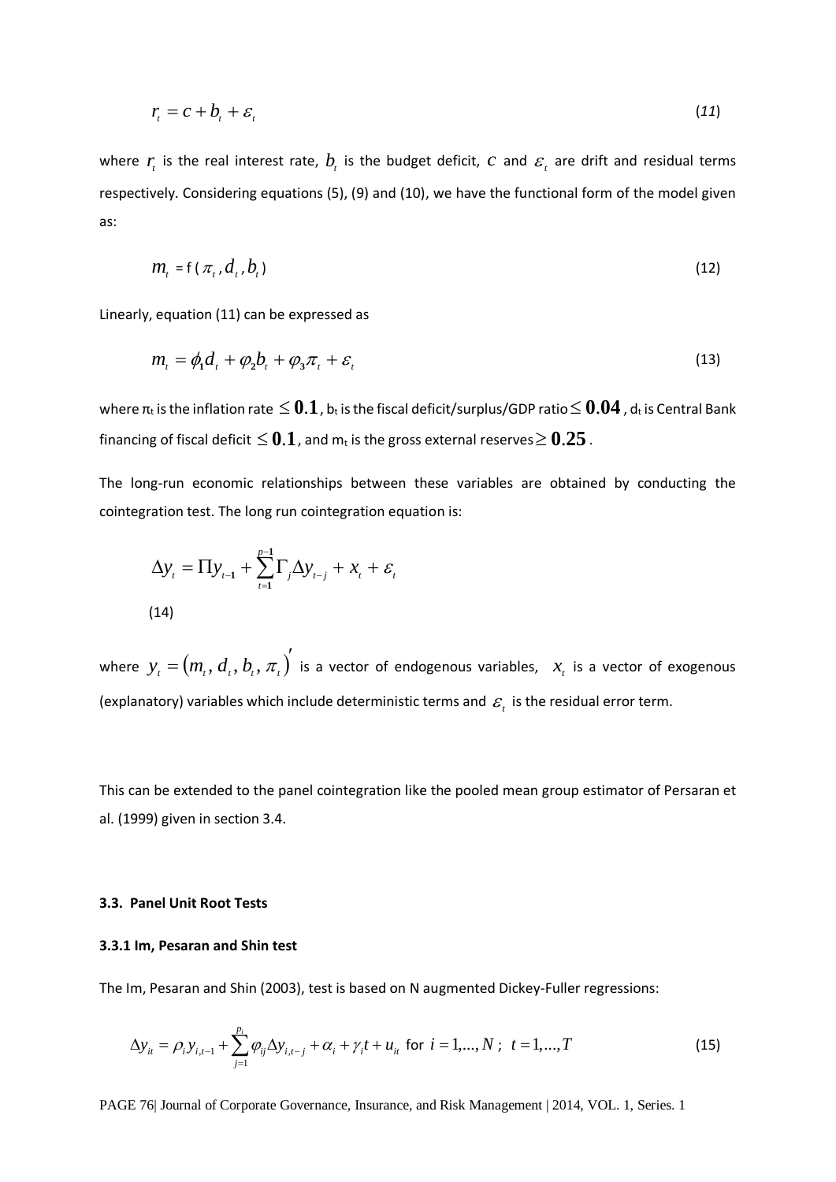$$r_t = c + b_t + \varepsilon_t \tag{11}$$

where $r_t$ is the real interest rate, $b_t$ is the budget deficit, $c$ and $\varepsilon_t$ are drift and residual terms respectively. Considering equations (5), (9) and (10), we have the functional form of the model given as:

$$m_t = \text{f}\,(\pi_t, d_t, b_t) \tag{12}$$

Linearly, equation (11) can be expressed as

$$m_t = \phi_1 d_t + \varphi_2 b_t + \varphi_3 \pi_t + \varepsilon_t \tag{13}$$

where $\pi_t$ is the inflation rate $\leq \mathbf{0.1}$, $b_t$ is the fiscal deficit/surplus/GDP ratio $\leq \mathbf{0.04}$, $d_t$ is Central Bank financing of fiscal deficit $\leq \mathbf{0.1}$, and $m_t$ is the gross external reserves $\geq \mathbf{0.25}$.

The long-run economic relationships between these variables are obtained by conducting the cointegration test. The long run cointegration equation is:

$$\Delta y_t = \Pi y_{t-\mathbf{1}} + \sum_{t=\mathbf{1}}^{p-\mathbf{1}} \Gamma_j \Delta y_{t-j} + x_t + \varepsilon_t$$

(14)

where $y_t = (m_t, d_t, b_t, \pi_t)'$ is a vector of endogenous variables, $x_t$ is a vector of exogenous (explanatory) variables which include deterministic terms and $\varepsilon_t$ is the residual error term.

This can be extended to the panel cointegration like the pooled mean group estimator of Persaran et al. (1999) given in section 3.4.

### 3.3. Panel Unit Root Tests

#### 3.3.1 Im, Pesaran and Shin test

The Im, Pesaran and Shin (2003), test is based on N augmented Dickey-Fuller regressions:

$$\Delta y_{it} = \rho_i y_{i,t-1} + \sum_{j=1}^{p_i} \varphi_{ij} \Delta y_{i,t-j} + \alpha_i + \gamma_i t + u_{it} \text{ for } i = 1,...,N;\ t = 1,...,T \tag{15}$$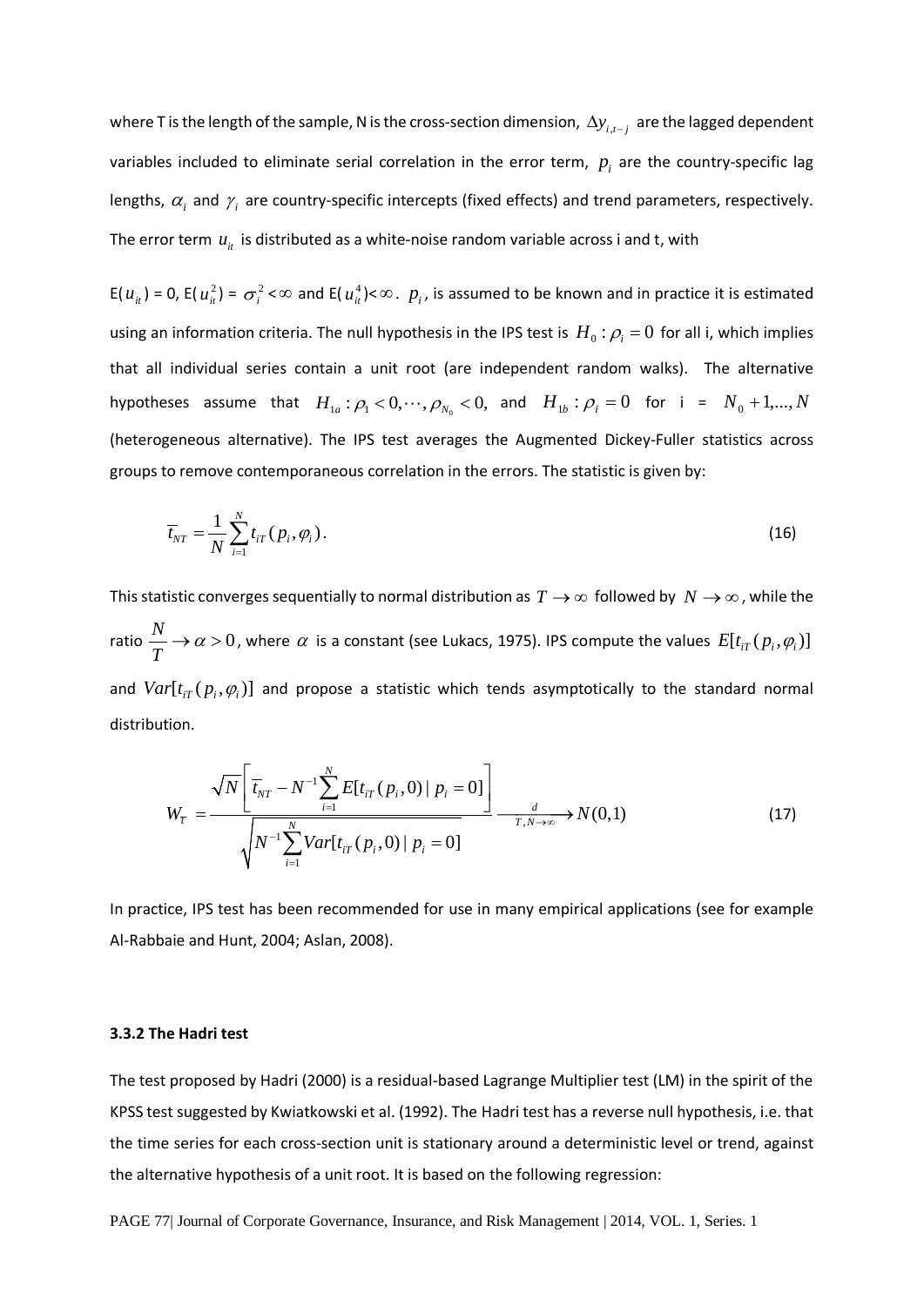where T is the length of the sample, N is the cross-section dimension, $\Delta y_{i,t-j}$ are the lagged dependent variables included to eliminate serial correlation in the error term, $p_i$ are the country-specific lag lengths, $\alpha_i$ and $\gamma_i$ are country-specific intercepts (fixed effects) and trend parameters, respectively. The error term $u_{it}$ is distributed as a white-noise random variable across i and t, with

E($u_{it}$) = 0, E($u_{it}^2$) = $\sigma_i^2 < \infty$ and E($u_{it}^4$)$< \infty$. $p_i$, is assumed to be known and in practice it is estimated using an information criteria. The null hypothesis in the IPS test is $H_0 : \rho_i = 0$ for all i, which implies that all individual series contain a unit root (are independent random walks). The alternative hypotheses assume that $H_{1a} : \rho_1 < 0, \cdots, \rho_{N_0} < 0,$ and $H_{1b} : \rho_i = 0$ for i = $N_0 + 1, \ldots, N$ (heterogeneous alternative). The IPS test averages the Augmented Dickey-Fuller statistics across groups to remove contemporaneous correlation in the errors. The statistic is given by:

$$\overline{t}_{NT} = \frac{1}{N} \sum_{i=1}^{N} t_{iT}(p_i, \varphi_i). \tag{16}$$

This statistic converges sequentially to normal distribution as $T \to \infty$ followed by $N \to \infty$, while the ratio $\frac{N}{T} \to \alpha > 0$, where $\alpha$ is a constant (see Lukacs, 1975). IPS compute the values $E[t_{iT}(p_i, \varphi_i)]$ and $Var[t_{iT}(p_i, \varphi_i)]$ and propose a statistic which tends asymptotically to the standard normal distribution.

$$W_{\overline{t}} = \frac{\sqrt{N}\left[\overline{t}_{NT} - N^{-1}\sum_{i=1}^{N} E[t_{iT}(p_i, 0) \mid p_i = 0]\right]}{\sqrt{N^{-1}\sum_{i=1}^{N} Var[t_{iT}(p_i, 0) \mid p_i = 0]}} \xrightarrow[T,N\to\infty]{d} N(0,1) \tag{17}$$

In practice, IPS test has been recommended for use in many empirical applications (see for example Al-Rabbaie and Hunt, 2004; Aslan, 2008).

### 3.3.2 The Hadri test

The test proposed by Hadri (2000) is a residual-based Lagrange Multiplier test (LM) in the spirit of the KPSS test suggested by Kwiatkowski et al. (1992). The Hadri test has a reverse null hypothesis, i.e. that the time series for each cross-section unit is stationary around a deterministic level or trend, against the alternative hypothesis of a unit root. It is based on the following regression: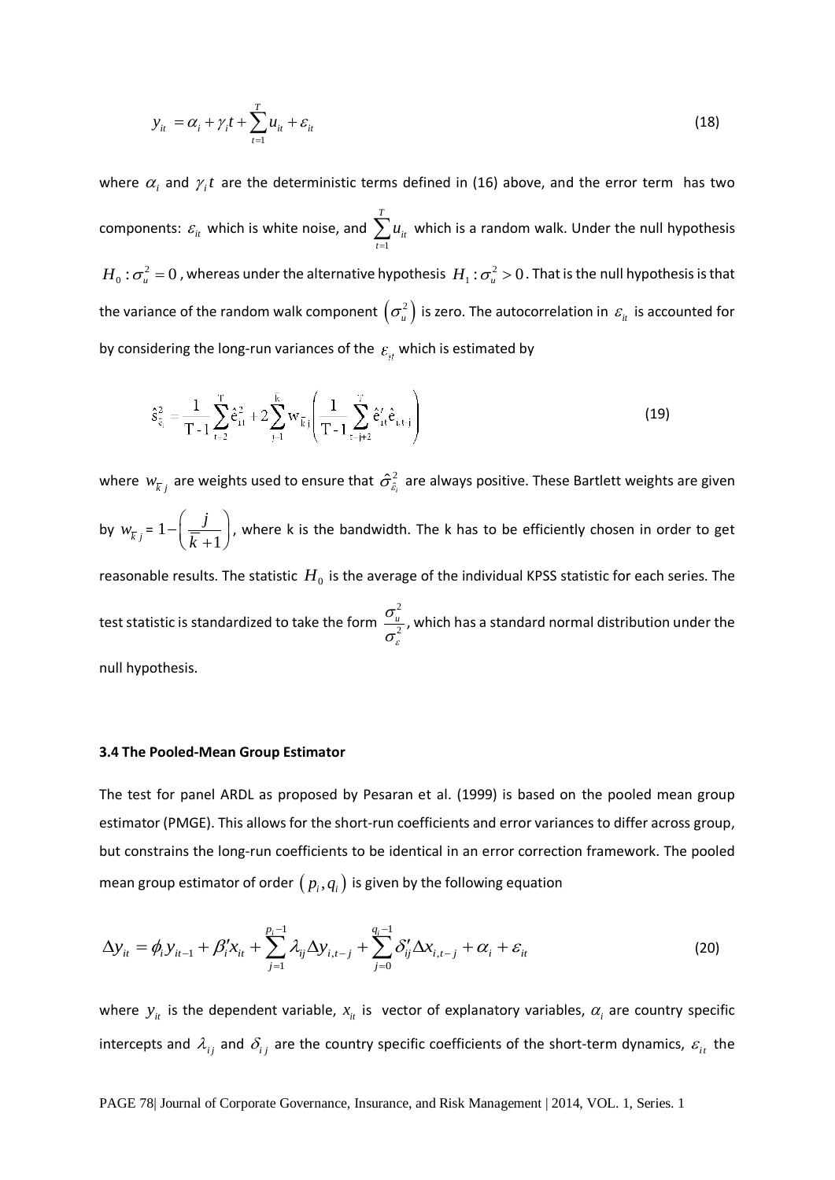$$y_{it} = \alpha_i + \gamma_i t + \sum_{t=1}^{T} u_{it} + \varepsilon_{it} \tag{18}$$

where $\alpha_i$ and $\gamma_i t$ are the deterministic terms defined in (16) above, and the error term has two components: $\varepsilon_{it}$ which is white noise, and $\sum_{t=1}^{T} u_{it}$ which is a random walk. Under the null hypothesis $H_0 : \sigma_u^2 = 0$, whereas under the alternative hypothesis $H_1 : \sigma_u^2 > 0$. That is the null hypothesis is that the variance of the random walk component $\left(\sigma_u^2\right)$ is zero. The autocorrelation in $\varepsilon_{it}$ is accounted for by considering the long-run variances of the $\varepsilon_{it}$ which is estimated by

$$\hat{s}_{\hat{\varepsilon}_i}^2 = \frac{1}{T-1}\sum_{t=2}^{T} \hat{e}_{it}^2 + 2\sum_{j=1}^{\bar{k}} w_{\bar{k}j}\left(\frac{1}{T-1}\sum_{t=j+2}^{T} \hat{e}'_{it}\hat{e}_{i,t-j}\right) \tag{19}$$

where $w_{\bar{k}j}$ are weights used to ensure that $\hat{\sigma}_{\hat{\varepsilon}_i}^2$ are always positive. These Bartlett weights are given by $w_{\bar{k}j} = 1 - \left(\frac{j}{\bar{k}+1}\right)$, where k is the bandwidth. The k has to be efficiently chosen in order to get reasonable results. The statistic $H_0$ is the average of the individual KPSS statistic for each series. The test statistic is standardized to take the form $\frac{\sigma_u^2}{\sigma_\varepsilon^2}$, which has a standard normal distribution under the null hypothesis.

### 3.4 The Pooled-Mean Group Estimator

The test for panel ARDL as proposed by Pesaran et al. (1999) is based on the pooled mean group estimator (PMGE). This allows for the short-run coefficients and error variances to differ across group, but constrains the long-run coefficients to be identical in an error correction framework. The pooled mean group estimator of order $\left(p_i, q_i\right)$ is given by the following equation

$$\Delta y_{it} = \phi_i y_{it-1} + \beta_i' x_{it} + \sum_{j=1}^{p_i-1} \lambda_{ij} \Delta y_{i,t-j} + \sum_{j=0}^{q_i-1} \delta_{ij}' \Delta x_{i,t-j} + \alpha_i + \varepsilon_{it} \tag{20}$$

where $y_{it}$ is the dependent variable, $x_{it}$ is vector of explanatory variables, $\alpha_i$ are country specific intercepts and $\lambda_{ij}$ and $\delta_{ij}$ are the country specific coefficients of the short-term dynamics, $\varepsilon_{it}$ the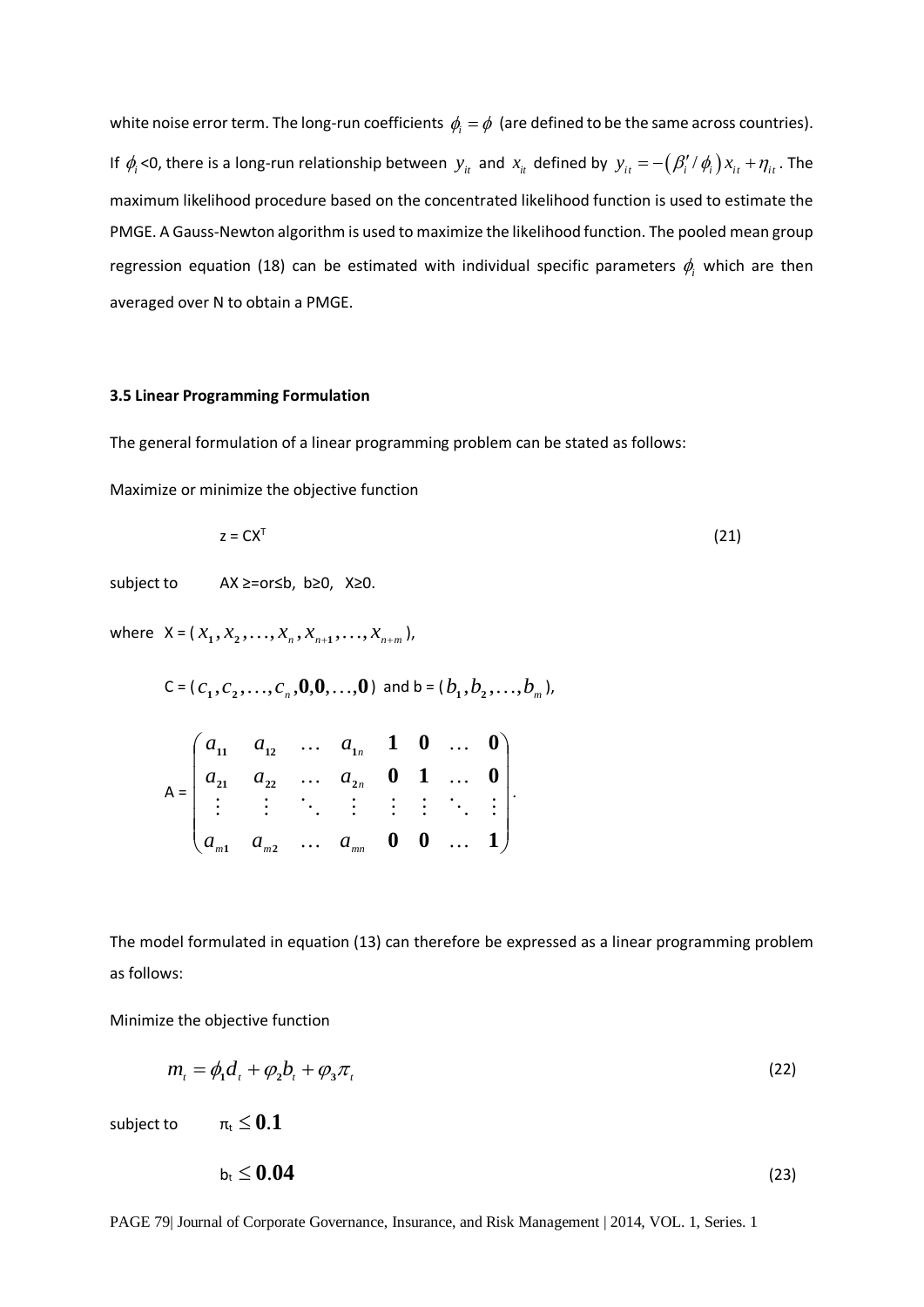white noise error term. The long-run coefficients $\phi_i = \phi$ (are defined to be the same across countries). If $\phi_i$<0, there is a long-run relationship between $y_{it}$ and $x_{it}$ defined by $y_{it} = -(\beta_i' / \phi_i) x_{it} + \eta_{it}$. The maximum likelihood procedure based on the concentrated likelihood function is used to estimate the PMGE. A Gauss-Newton algorithm is used to maximize the likelihood function. The pooled mean group regression equation (18) can be estimated with individual specific parameters $\phi_i$ which are then averaged over N to obtain a PMGE.

### 3.5 Linear Programming Formulation

The general formulation of a linear programming problem can be stated as follows:

Maximize or minimize the objective function

$$z = CX^T \tag{21}$$

subject to AX ≥=or≤b, b≥0, X≥0.

where X = ( $x_1, x_2, \ldots, x_n, x_{n+1}, \ldots, x_{n+m}$ ),

C = ( $c_1, c_2, \ldots, c_n, \mathbf{0}, \mathbf{0}, \ldots, \mathbf{0}$ ) and b = ( $b_1, b_2, \ldots, b_m$ ),

$$A = \begin{pmatrix} a_{11} & a_{12} & \ldots & a_{1n} & \mathbf{1} & \mathbf{0} & \ldots & \mathbf{0} \\ a_{21} & a_{22} & \ldots & a_{2n} & \mathbf{0} & \mathbf{1} & \ldots & \mathbf{0} \\ \vdots & \vdots & \ddots & \vdots & \vdots & \vdots & \ddots & \vdots \\ a_{m1} & a_{m2} & \ldots & a_{mn} & \mathbf{0} & \mathbf{0} & \ldots & \mathbf{1} \end{pmatrix}.$$

The model formulated in equation (13) can therefore be expressed as a linear programming problem as follows:

Minimize the objective function

$$m_t = \phi_1 d_t + \varphi_2 b_t + \varphi_3 \pi_t \tag{22}$$

subject to $\pi_t \leq \mathbf{0.1}$

$$b_t \leq \mathbf{0.04} \tag{23}$$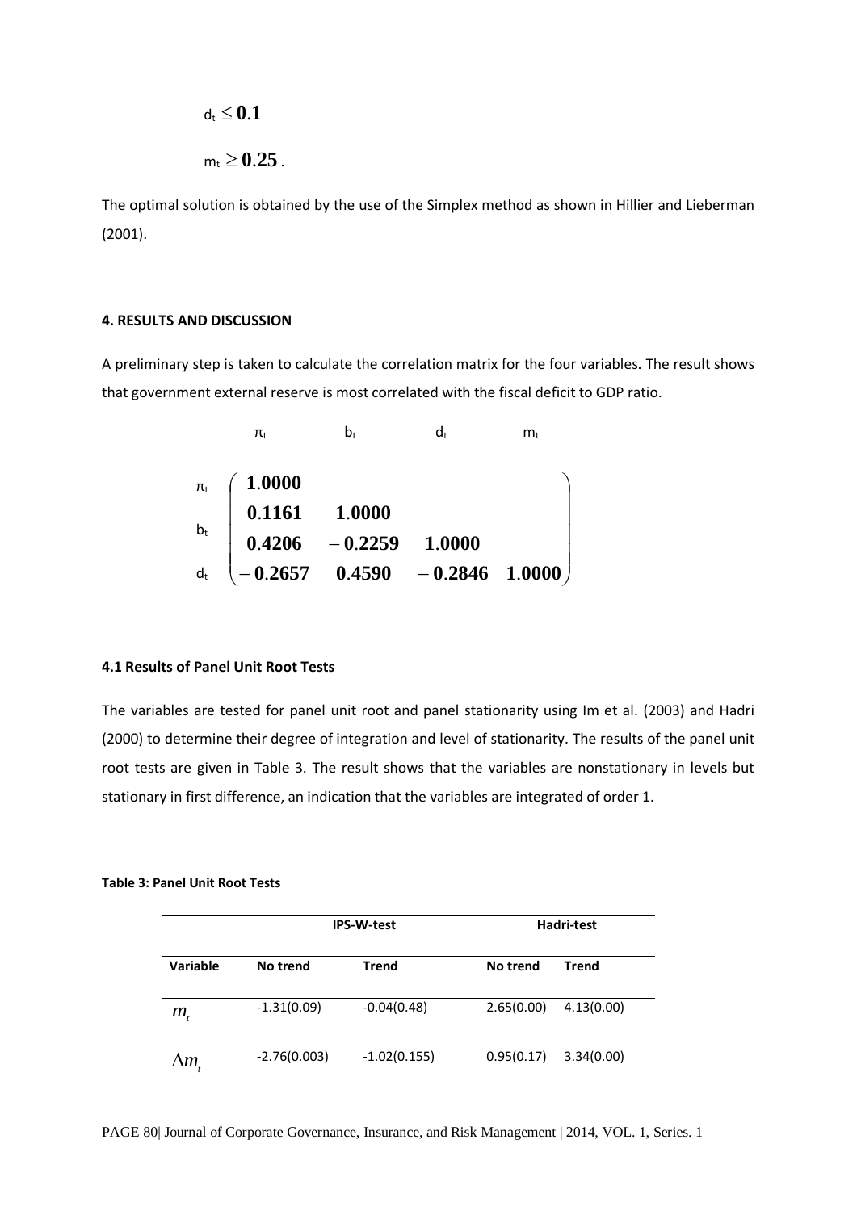$$d_t \leq 0.1$$

$$m_t \geq 0.25 .$$

The optimal solution is obtained by the use of the Simplex method as shown in Hillier and Lieberman (2001).

### 4. RESULTS AND DISCUSSION

A preliminary step is taken to calculate the correlation matrix for the four variables. The result shows that government external reserve is most correlated with the fiscal deficit to GDP ratio.

$$\begin{array}{c} \\ \pi_t \\ b_t \\ d_t \\ \end{array} \begin{array}{cccc} \pi_t & b_t & d_t & m_t \\ \end{array}$$

$$\begin{pmatrix} 1.0000 & & & \\ 0.1161 & 1.0000 & & \\ 0.4206 & -0.2259 & 1.0000 & \\ -0.2657 & 0.4590 & -0.2846 & 1.0000 \end{pmatrix}$$

### 4.1 Results of Panel Unit Root Tests

The variables are tested for panel unit root and panel stationarity using Im et al. (2003) and Hadri (2000) to determine their degree of integration and level of stationarity. The results of the panel unit root tests are given in Table 3. The result shows that the variables are nonstationary in levels but stationary in first difference, an indication that the variables are integrated of order 1.

**Table 3: Panel Unit Root Tests**

| | IPS-W-test | | Hadri-test | |
|---|---|---|---|---|
| Variable | No trend | Trend | No trend | Trend |
| $m_t$ | -1.31(0.09) | -0.04(0.48) | 2.65(0.00) | 4.13(0.00) |
| $\Delta m_t$ | -2.76(0.003) | -1.02(0.155) | 0.95(0.17) | 3.34(0.00) |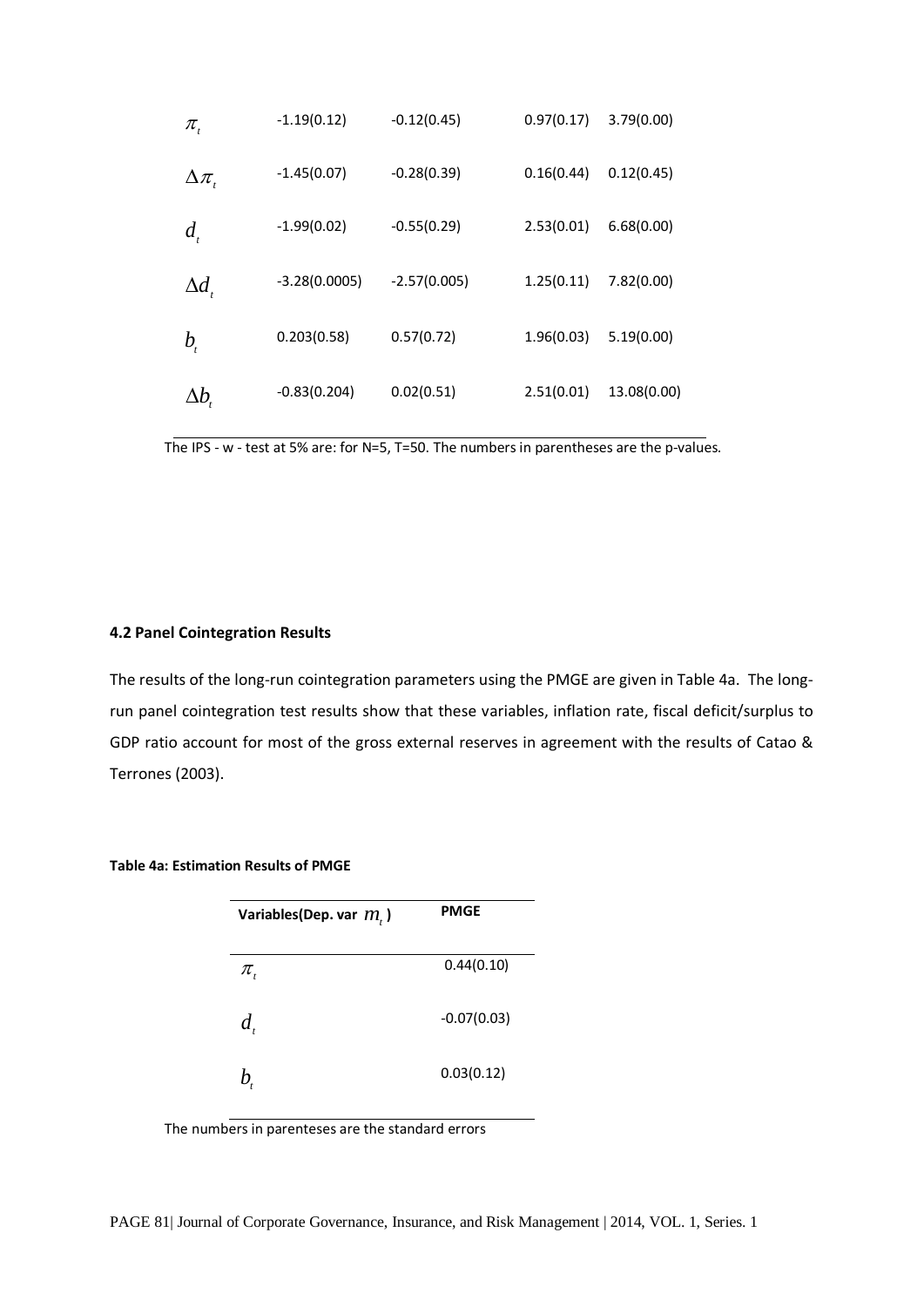| | | | | |
|---|---|---|---|---|
| $\pi_t$ | -1.19(0.12) | -0.12(0.45) | 0.97(0.17) | 3.79(0.00) |
| $\Delta\pi_t$ | -1.45(0.07) | -0.28(0.39) | 0.16(0.44) | 0.12(0.45) |
| $d_t$ | -1.99(0.02) | -0.55(0.29) | 2.53(0.01) | 6.68(0.00) |
| $\Delta d_t$ | -3.28(0.0005) | -2.57(0.005) | 1.25(0.11) | 7.82(0.00) |
| $b_t$ | 0.203(0.58) | 0.57(0.72) | 1.96(0.03) | 5.19(0.00) |
| $\Delta b_t$ | -0.83(0.204) | 0.02(0.51) | 2.51(0.01) | 13.08(0.00) |

The IPS - w - test at 5% are: for N=5, T=50. The numbers in parentheses are the p-values.

### 4.2 Panel Cointegration Results

The results of the long-run cointegration parameters using the PMGE are given in Table 4a. The long-run panel cointegration test results show that these variables, inflation rate, fiscal deficit/surplus to GDP ratio account for most of the gross external reserves in agreement with the results of Catao & Terrones (2003).

**Table 4a: Estimation Results of PMGE**

| Variables(Dep. var $m_t$) | PMGE |
|---|---|
| $\pi_t$ | 0.44(0.10) |
| $d_t$ | -0.07(0.03) |
| $b_t$ | 0.03(0.12) |

The numbers in parenteses are the standard errors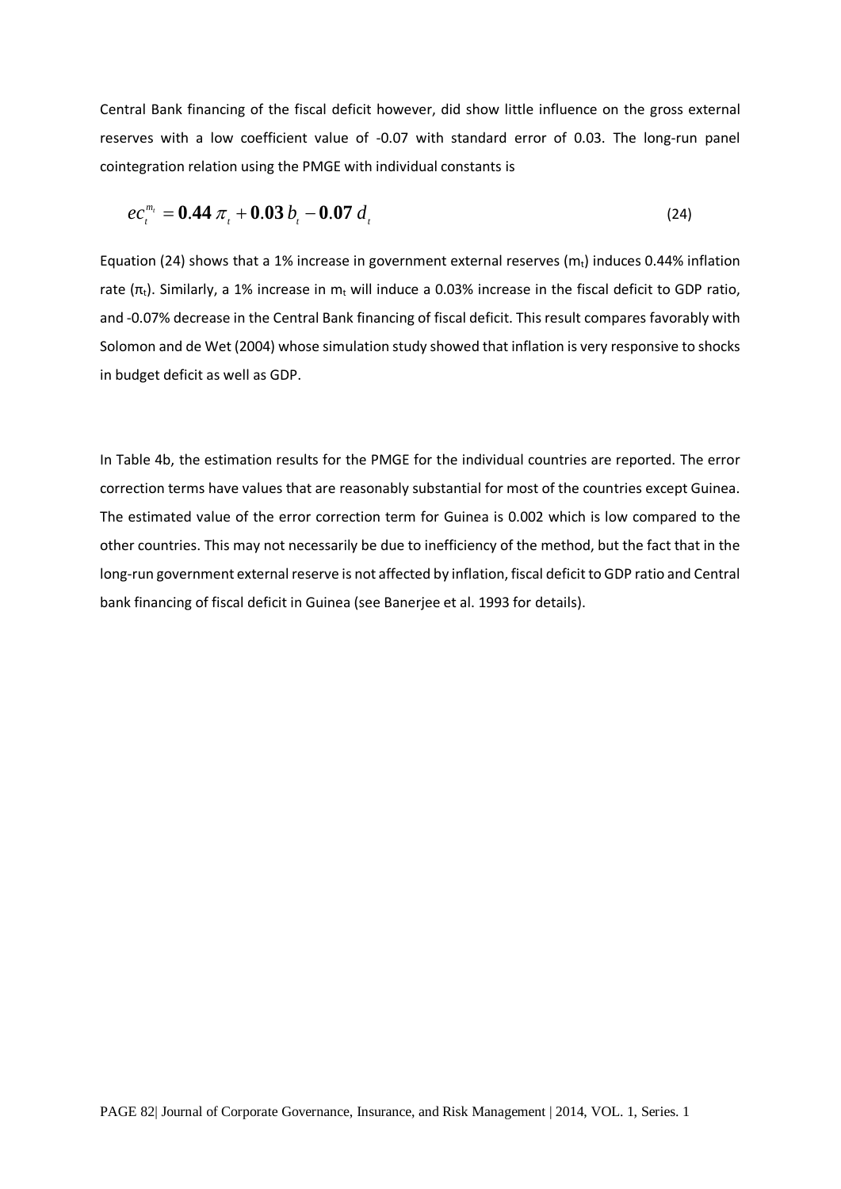Central Bank financing of the fiscal deficit however, did show little influence on the gross external reserves with a low coefficient value of -0.07 with standard error of 0.03. The long-run panel cointegration relation using the PMGE with individual constants is

$$ec_t^{m_t} = \mathbf{0.44}\,\pi_t + \mathbf{0.03}\,b_t - \mathbf{0.07}\,d_t \tag{24}$$

Equation (24) shows that a 1% increase in government external reserves ($m_t$) induces 0.44% inflation rate ($\pi_t$). Similarly, a 1% increase in $m_t$ will induce a 0.03% increase in the fiscal deficit to GDP ratio, and -0.07% decrease in the Central Bank financing of fiscal deficit. This result compares favorably with Solomon and de Wet (2004) whose simulation study showed that inflation is very responsive to shocks in budget deficit as well as GDP.

In Table 4b, the estimation results for the PMGE for the individual countries are reported. The error correction terms have values that are reasonably substantial for most of the countries except Guinea. The estimated value of the error correction term for Guinea is 0.002 which is low compared to the other countries. This may not necessarily be due to inefficiency of the method, but the fact that in the long-run government external reserve is not affected by inflation, fiscal deficit to GDP ratio and Central bank financing of fiscal deficit in Guinea (see Banerjee et al. 1993 for details).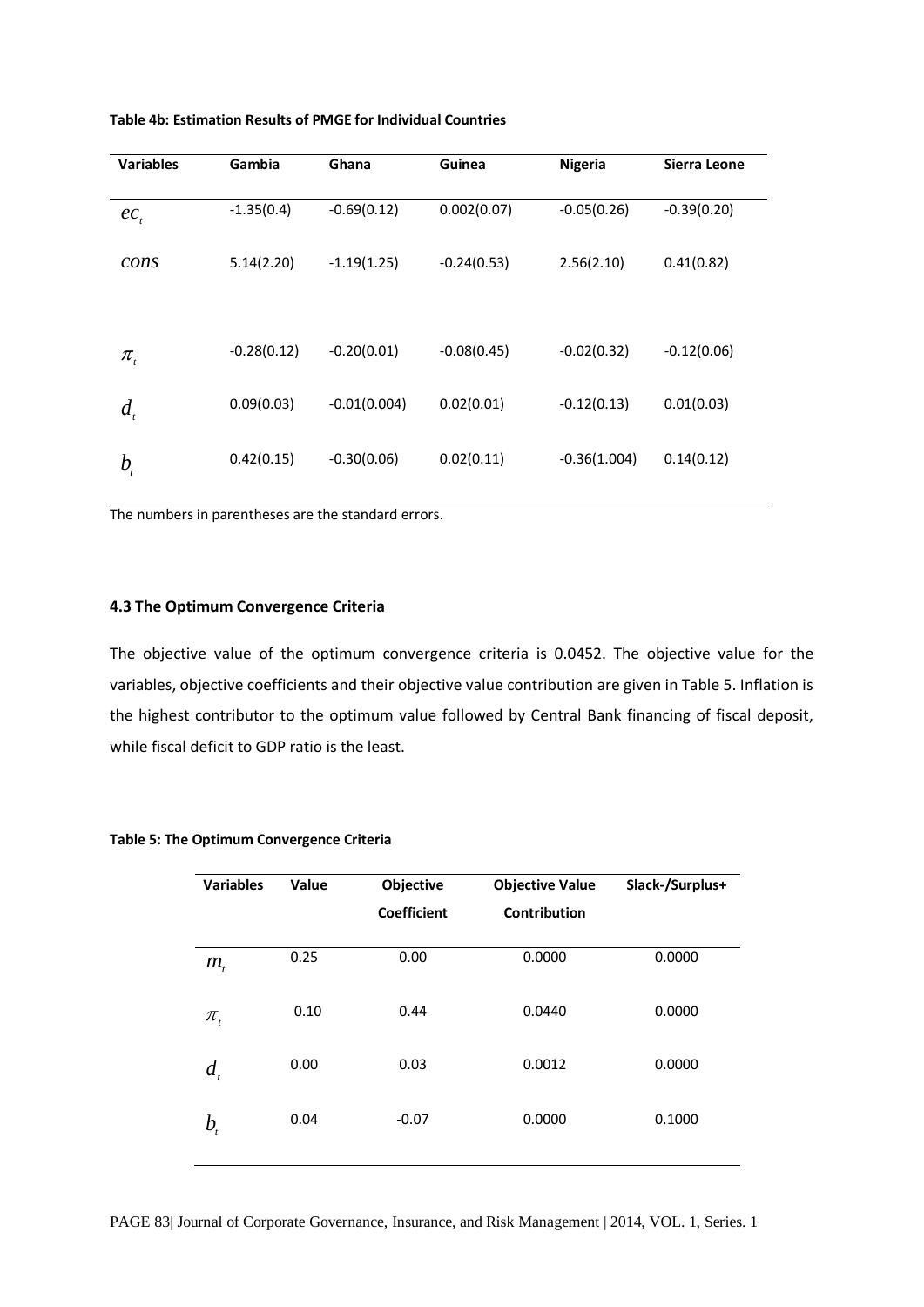**Table 4b: Estimation Results of PMGE for Individual Countries**

| Variables | Gambia | Ghana | Guinea | Nigeria | Sierra Leone |
|---|---|---|---|---|---|
| $ec_t$ | -1.35(0.4) | -0.69(0.12) | 0.002(0.07) | -0.05(0.26) | -0.39(0.20) |
| $cons$ | 5.14(2.20) | -1.19(1.25) | -0.24(0.53) | 2.56(2.10) | 0.41(0.82) |
| $\pi_t$ | -0.28(0.12) | -0.20(0.01) | -0.08(0.45) | -0.02(0.32) | -0.12(0.06) |
| $d_t$ | 0.09(0.03) | -0.01(0.004) | 0.02(0.01) | -0.12(0.13) | 0.01(0.03) |
| $b_t$ | 0.42(0.15) | -0.30(0.06) | 0.02(0.11) | -0.36(1.004) | 0.14(0.12) |

The numbers in parentheses are the standard errors.

### 4.3 The Optimum Convergence Criteria

The objective value of the optimum convergence criteria is 0.0452. The objective value for the variables, objective coefficients and their objective value contribution are given in Table 5. Inflation is the highest contributor to the optimum value followed by Central Bank financing of fiscal deposit, while fiscal deficit to GDP ratio is the least.

**Table 5: The Optimum Convergence Criteria**

| Variables | Value | Objective Coefficient | Objective Value Contribution | Slack-/Surplus+ |
|---|---|---|---|---|
| $m_t$ | 0.25 | 0.00 | 0.0000 | 0.0000 |
| $\pi_t$ | 0.10 | 0.44 | 0.0440 | 0.0000 |
| $d_t$ | 0.00 | 0.03 | 0.0012 | 0.0000 |
| $b_t$ | 0.04 | -0.07 | 0.0000 | 0.1000 |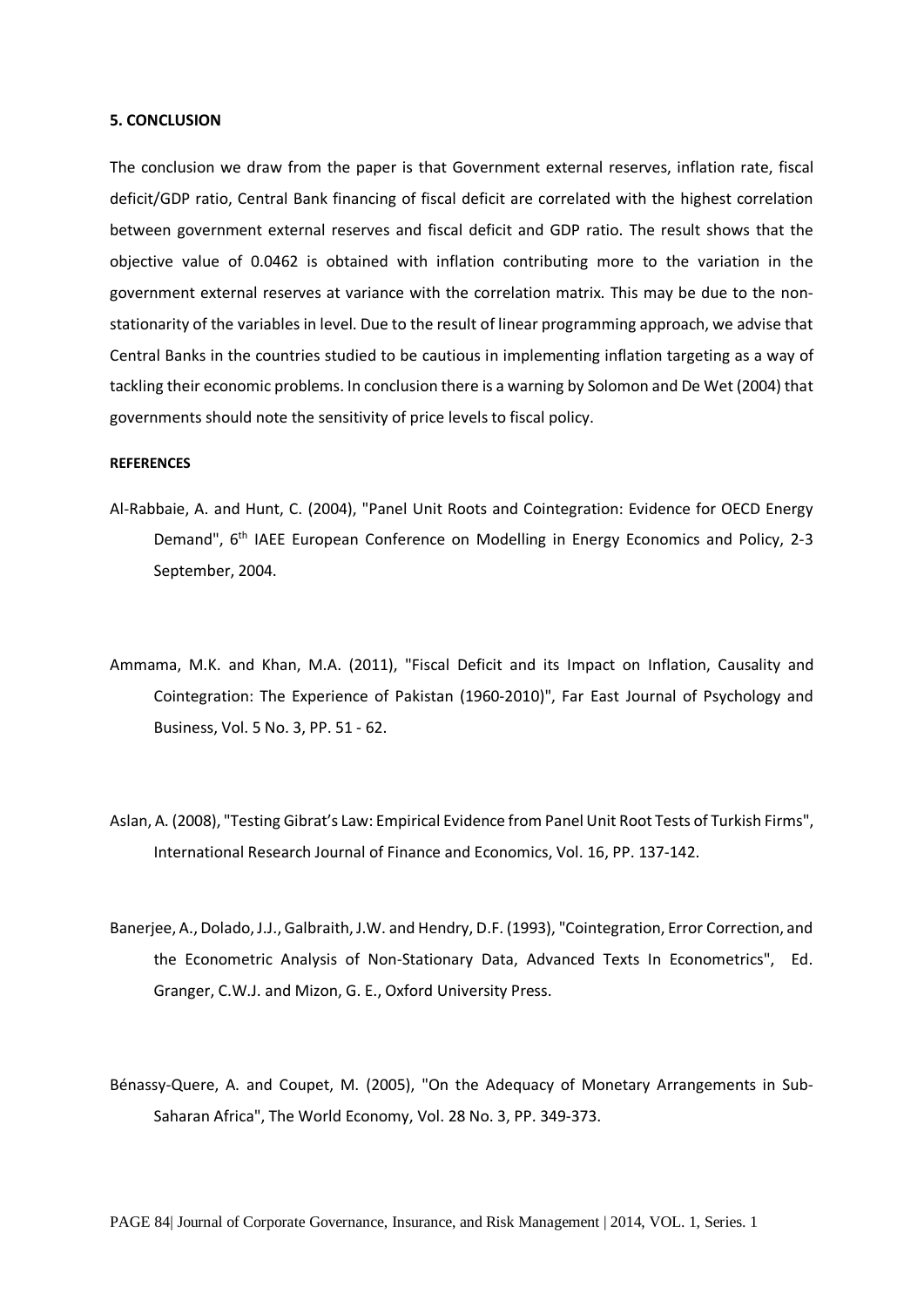## 5. CONCLUSION

The conclusion we draw from the paper is that Government external reserves, inflation rate, fiscal deficit/GDP ratio, Central Bank financing of fiscal deficit are correlated with the highest correlation between government external reserves and fiscal deficit and GDP ratio. The result shows that the objective value of 0.0462 is obtained with inflation contributing more to the variation in the government external reserves at variance with the correlation matrix. This may be due to the non-stationarity of the variables in level. Due to the result of linear programming approach, we advise that Central Banks in the countries studied to be cautious in implementing inflation targeting as a way of tackling their economic problems. In conclusion there is a warning by Solomon and De Wet (2004) that governments should note the sensitivity of price levels to fiscal policy.

### REFERENCES

Al-Rabbaie, A. and Hunt, C. (2004), "Panel Unit Roots and Cointegration: Evidence for OECD Energy Demand", 6th IAEE European Conference on Modelling in Energy Economics and Policy, 2-3 September, 2004.

Ammama, M.K. and Khan, M.A. (2011), "Fiscal Deficit and its Impact on Inflation, Causality and Cointegration: The Experience of Pakistan (1960-2010)", Far East Journal of Psychology and Business, Vol. 5 No. 3, PP. 51 - 62.

Aslan, A. (2008), "Testing Gibrat's Law: Empirical Evidence from Panel Unit Root Tests of Turkish Firms", International Research Journal of Finance and Economics, Vol. 16, PP. 137-142.

Banerjee, A., Dolado, J.J., Galbraith, J.W. and Hendry, D.F. (1993), "Cointegration, Error Correction, and the Econometric Analysis of Non-Stationary Data, Advanced Texts In Econometrics", Ed. Granger, C.W.J. and Mizon, G. E., Oxford University Press.

Bénassy-Quere, A. and Coupet, M. (2005), "On the Adequacy of Monetary Arrangements in Sub-Saharan Africa", The World Economy, Vol. 28 No. 3, PP. 349-373.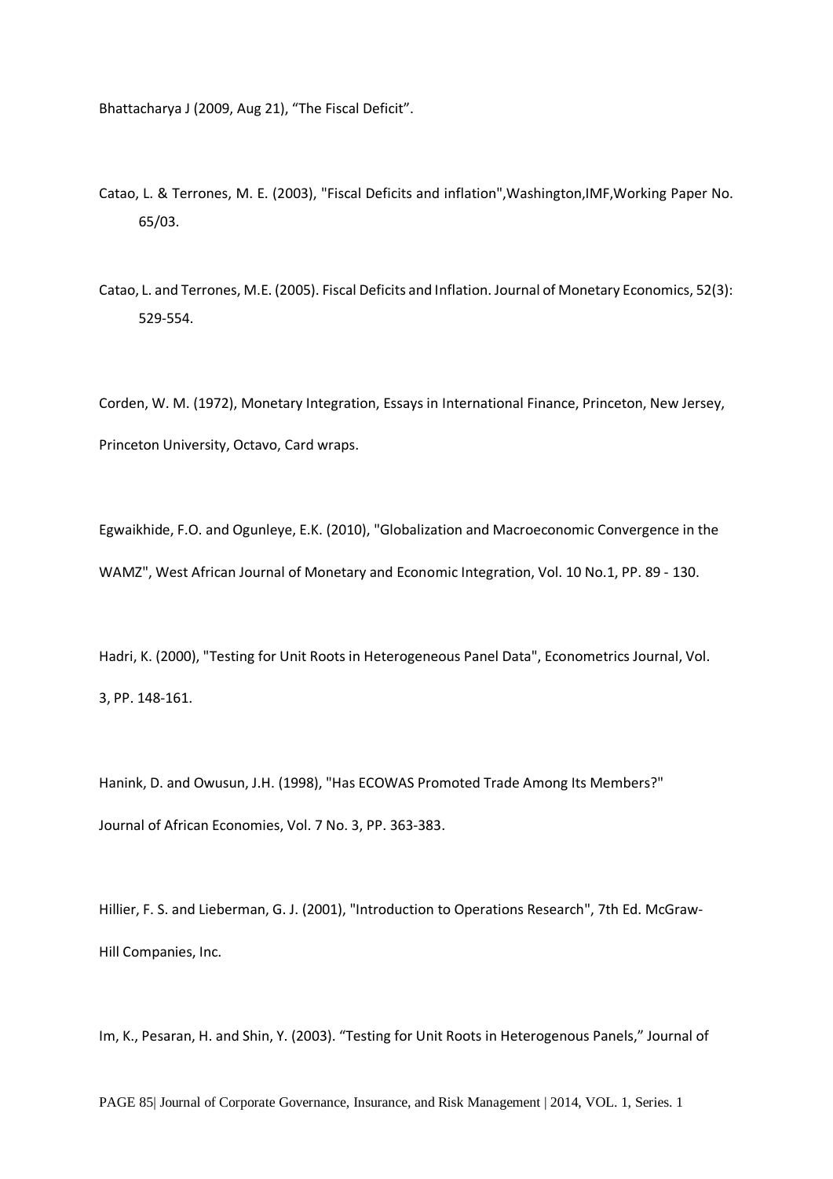Bhattacharya J (2009, Aug 21), “The Fiscal Deficit”.

Catao, L. & Terrones, M. E. (2003), "Fiscal Deficits and inflation",Washington,IMF,Working Paper No. 65/03.

Catao, L. and Terrones, M.E. (2005). Fiscal Deficits and Inflation. Journal of Monetary Economics, 52(3): 529-554.

Corden, W. M. (1972), Monetary Integration, Essays in International Finance, Princeton, New Jersey, Princeton University, Octavo, Card wraps.

Egwaikhide, F.O. and Ogunleye, E.K. (2010), "Globalization and Macroeconomic Convergence in the WAMZ", West African Journal of Monetary and Economic Integration, Vol. 10 No.1, PP. 89 - 130.

Hadri, K. (2000), "Testing for Unit Roots in Heterogeneous Panel Data", Econometrics Journal, Vol. 3, PP. 148-161.

Hanink, D. and Owusun, J.H. (1998), "Has ECOWAS Promoted Trade Among Its Members?" Journal of African Economies, Vol. 7 No. 3, PP. 363-383.

Hillier, F. S. and Lieberman, G. J. (2001), "Introduction to Operations Research", 7th Ed. McGraw-Hill Companies, Inc.

Im, K., Pesaran, H. and Shin, Y. (2003). “Testing for Unit Roots in Heterogenous Panels,” Journal of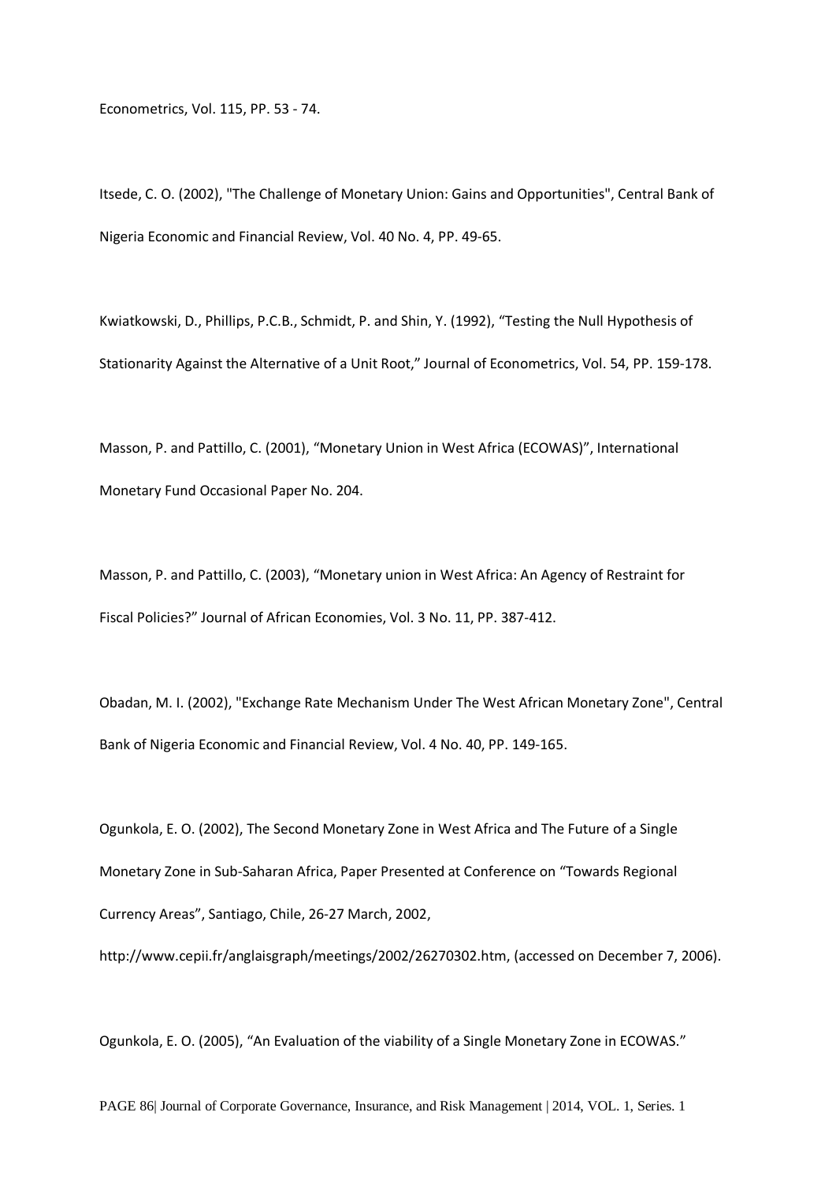Econometrics, Vol. 115, PP. 53 - 74.

Itsede, C. O. (2002), "The Challenge of Monetary Union: Gains and Opportunities", Central Bank of Nigeria Economic and Financial Review, Vol. 40 No. 4, PP. 49-65.

Kwiatkowski, D., Phillips, P.C.B., Schmidt, P. and Shin, Y. (1992), "Testing the Null Hypothesis of Stationarity Against the Alternative of a Unit Root," Journal of Econometrics, Vol. 54, PP. 159-178.

Masson, P. and Pattillo, C. (2001), "Monetary Union in West Africa (ECOWAS)", International Monetary Fund Occasional Paper No. 204.

Masson, P. and Pattillo, C. (2003), "Monetary union in West Africa: An Agency of Restraint for Fiscal Policies?" Journal of African Economies, Vol. 3 No. 11, PP. 387-412.

Obadan, M. I. (2002), "Exchange Rate Mechanism Under The West African Monetary Zone", Central Bank of Nigeria Economic and Financial Review, Vol. 4 No. 40, PP. 149-165.

Ogunkola, E. O. (2002), The Second Monetary Zone in West Africa and The Future of a Single Monetary Zone in Sub-Saharan Africa, Paper Presented at Conference on "Towards Regional Currency Areas", Santiago, Chile, 26-27 March, 2002, http://www.cepii.fr/anglaisgraph/meetings/2002/26270302.htm, (accessed on December 7, 2006).

Ogunkola, E. O. (2005), "An Evaluation of the viability of a Single Monetary Zone in ECOWAS."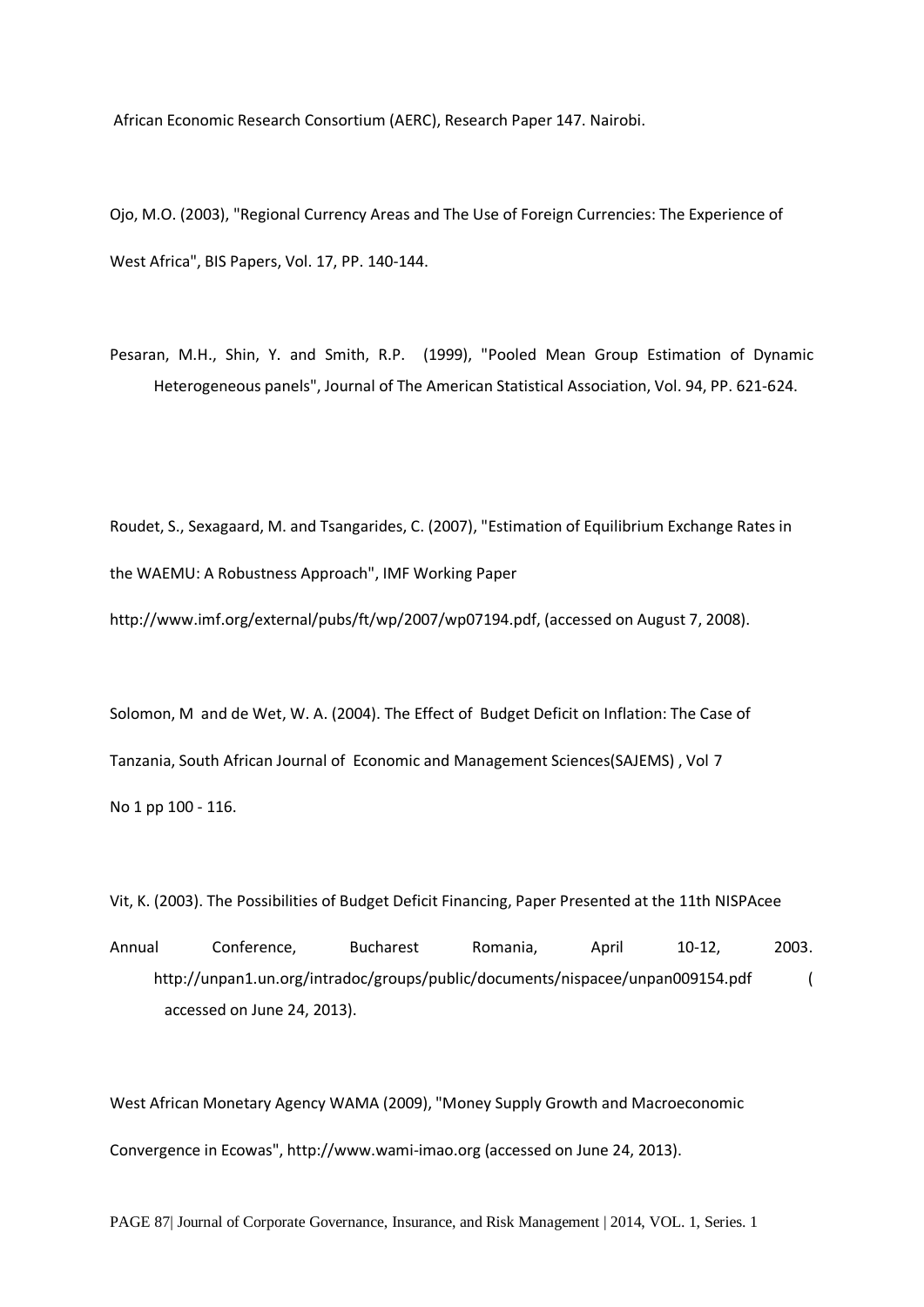African Economic Research Consortium (AERC), Research Paper 147. Nairobi.

Ojo, M.O. (2003), "Regional Currency Areas and The Use of Foreign Currencies: The Experience of West Africa", BIS Papers, Vol. 17, PP. 140-144.

Pesaran, M.H., Shin, Y. and Smith, R.P. (1999), "Pooled Mean Group Estimation of Dynamic Heterogeneous panels", Journal of The American Statistical Association, Vol. 94, PP. 621-624.

Roudet, S., Sexagaard, M. and Tsangarides, C. (2007), "Estimation of Equilibrium Exchange Rates in the WAEMU: A Robustness Approach", IMF Working Paper http://www.imf.org/external/pubs/ft/wp/2007/wp07194.pdf, (accessed on August 7, 2008).

Solomon, M and de Wet, W. A. (2004). The Effect of Budget Deficit on Inflation: The Case of Tanzania, South African Journal of Economic and Management Sciences(SAJEMS) , Vol 7 No 1 pp 100 - 116.

Vit, K. (2003). The Possibilities of Budget Deficit Financing, Paper Presented at the 11th NISPAcee Annual Conference, Bucharest Romania, April 10-12, 2003. http://unpan1.un.org/intradoc/groups/public/documents/nispacee/unpan009154.pdf ( accessed on June 24, 2013).

West African Monetary Agency WAMA (2009), "Money Supply Growth and Macroeconomic Convergence in Ecowas", http://www.wami-imao.org (accessed on June 24, 2013).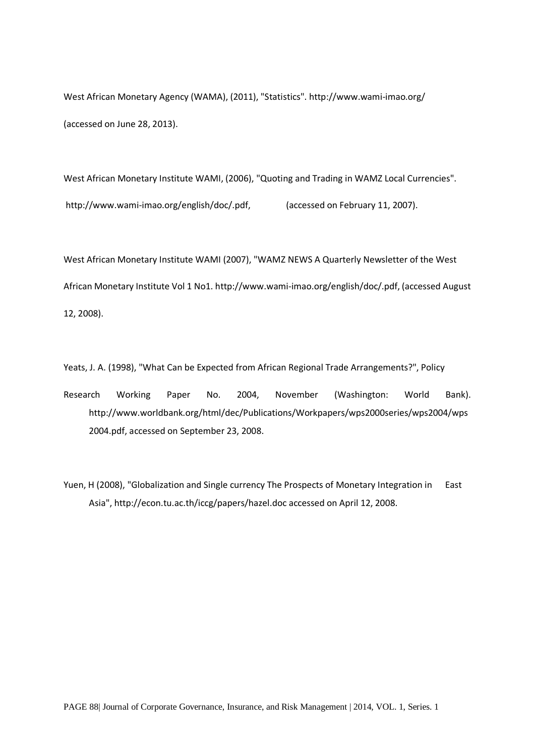West African Monetary Agency (WAMA), (2011), "Statistics". http://www.wami-imao.org/ (accessed on June 28, 2013).

West African Monetary Institute WAMI, (2006), "Quoting and Trading in WAMZ Local Currencies". http://www.wami-imao.org/english/doc/.pdf, (accessed on February 11, 2007).

West African Monetary Institute WAMI (2007), "WAMZ NEWS A Quarterly Newsletter of the West African Monetary Institute Vol 1 No1. http://www.wami-imao.org/english/doc/.pdf, (accessed August 12, 2008).

Yeats, J. A. (1998), "What Can be Expected from African Regional Trade Arrangements?", Policy Research Working Paper No. 2004, November (Washington: World Bank). http://www.worldbank.org/html/dec/Publications/Workpapers/wps2000series/wps2004/wps2004.pdf, accessed on September 23, 2008.

Yuen, H (2008), "Globalization and Single currency The Prospects of Monetary Integration in East Asia", http://econ.tu.ac.th/iccg/papers/hazel.doc accessed on April 12, 2008.